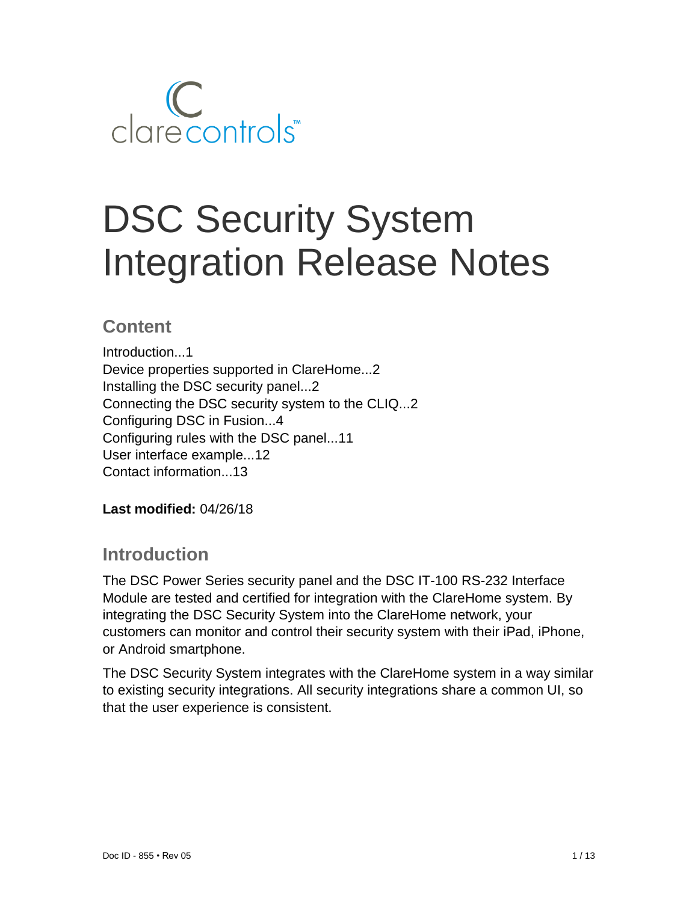clarecontrols™

# DSC Security System Integration Release Notes

## Content

Introduction...1
Device properties supported in ClareHome...2
Installing the DSC security panel...2
Connecting the DSC security system to the CLIQ...2
Configuring DSC in Fusion...4
Configuring rules with the DSC panel...11
User interface example...12
Contact information...13

**Last modified:** 04/26/18

## Introduction

The DSC Power Series security panel and the DSC IT-100 RS-232 Interface Module are tested and certified for integration with the ClareHome system. By integrating the DSC Security System into the ClareHome network, your customers can monitor and control their security system with their iPad, iPhone, or Android smartphone.

The DSC Security System integrates with the ClareHome system in a way similar to existing security integrations. All security integrations share a common UI, so that the user experience is consistent.

Doc ID - 855 • Rev 05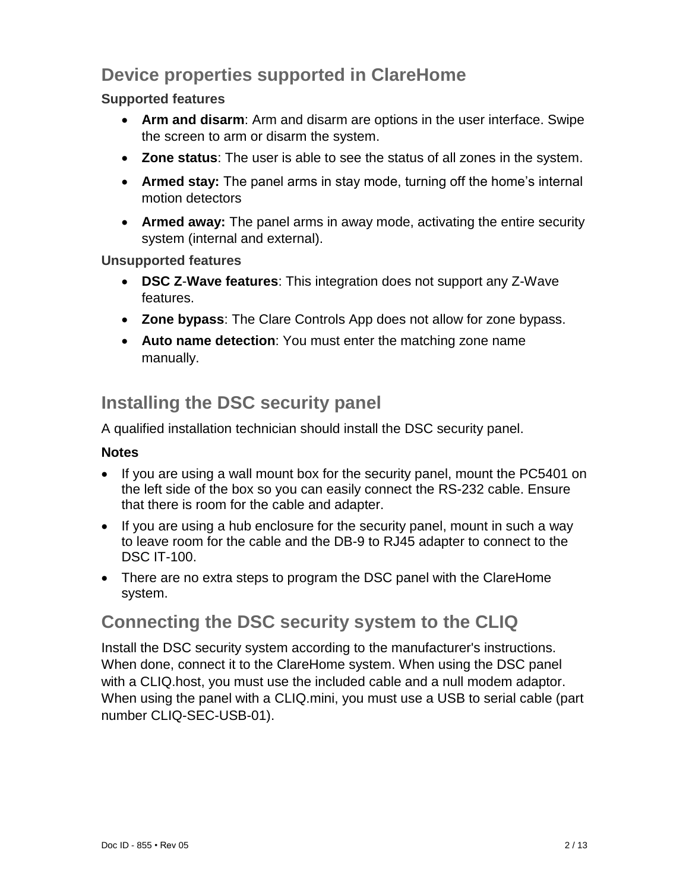## Device properties supported in ClareHome

### Supported features

- **Arm and disarm**: Arm and disarm are options in the user interface. Swipe the screen to arm or disarm the system.
- **Zone status**: The user is able to see the status of all zones in the system.
- **Armed stay:** The panel arms in stay mode, turning off the home's internal motion detectors
- **Armed away:** The panel arms in away mode, activating the entire security system (internal and external).

### Unsupported features

- **DSC Z-Wave features**: This integration does not support any Z-Wave features.
- **Zone bypass**: The Clare Controls App does not allow for zone bypass.
- **Auto name detection**: You must enter the matching zone name manually.

## Installing the DSC security panel

A qualified installation technician should install the DSC security panel.

**Notes**

- If you are using a wall mount box for the security panel, mount the PC5401 on the left side of the box so you can easily connect the RS-232 cable. Ensure that there is room for the cable and adapter.
- If you are using a hub enclosure for the security panel, mount in such a way to leave room for the cable and the DB-9 to RJ45 adapter to connect to the DSC IT-100.
- There are no extra steps to program the DSC panel with the ClareHome system.

## Connecting the DSC security system to the CLIQ

Install the DSC security system according to the manufacturer's instructions. When done, connect it to the ClareHome system. When using the DSC panel with a CLIQ.host, you must use the included cable and a null modem adaptor. When using the panel with a CLIQ.mini, you must use a USB to serial cable (part number CLIQ-SEC-USB-01).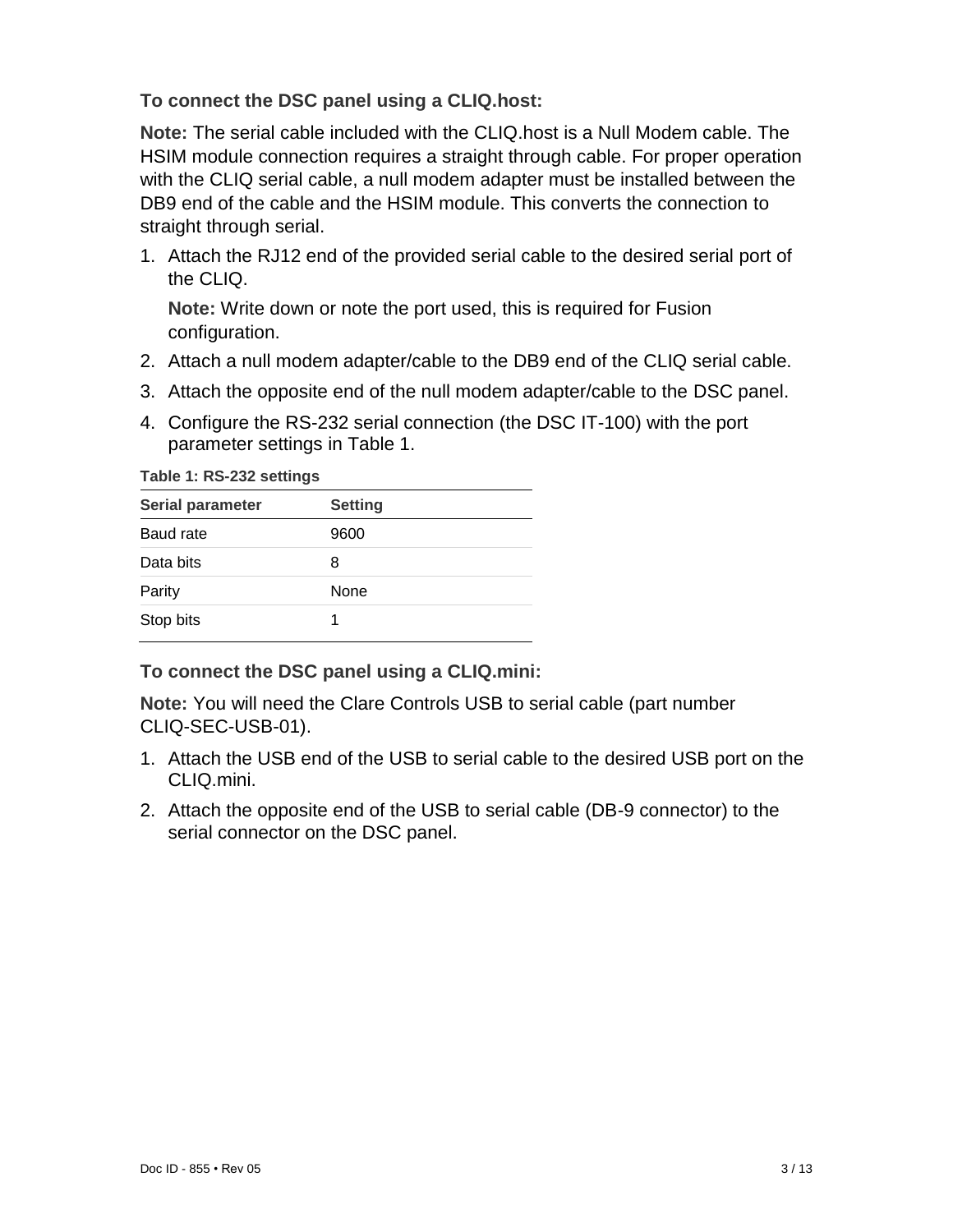**To connect the DSC panel using a CLIQ.host:**

**Note:** The serial cable included with the CLIQ.host is a Null Modem cable. The HSIM module connection requires a straight through cable. For proper operation with the CLIQ serial cable, a null modem adapter must be installed between the DB9 end of the cable and the HSIM module. This converts the connection to straight through serial.

1. Attach the RJ12 end of the provided serial cable to the desired serial port of the CLIQ.

   **Note:** Write down or note the port used, this is required for Fusion configuration.

2. Attach a null modem adapter/cable to the DB9 end of the CLIQ serial cable.
3. Attach the opposite end of the null modem adapter/cable to the DSC panel.
4. Configure the RS-232 serial connection (the DSC IT-100) with the port parameter settings in Table 1.

**Table 1: RS-232 settings**

| Serial parameter | Setting |
| --- | --- |
| Baud rate | 9600 |
| Data bits | 8 |
| Parity | None |
| Stop bits | 1 |

**To connect the DSC panel using a CLIQ.mini:**

**Note:** You will need the Clare Controls USB to serial cable (part number CLIQ-SEC-USB-01).

1. Attach the USB end of the USB to serial cable to the desired USB port on the CLIQ.mini.
2. Attach the opposite end of the USB to serial cable (DB-9 connector) to the serial connector on the DSC panel.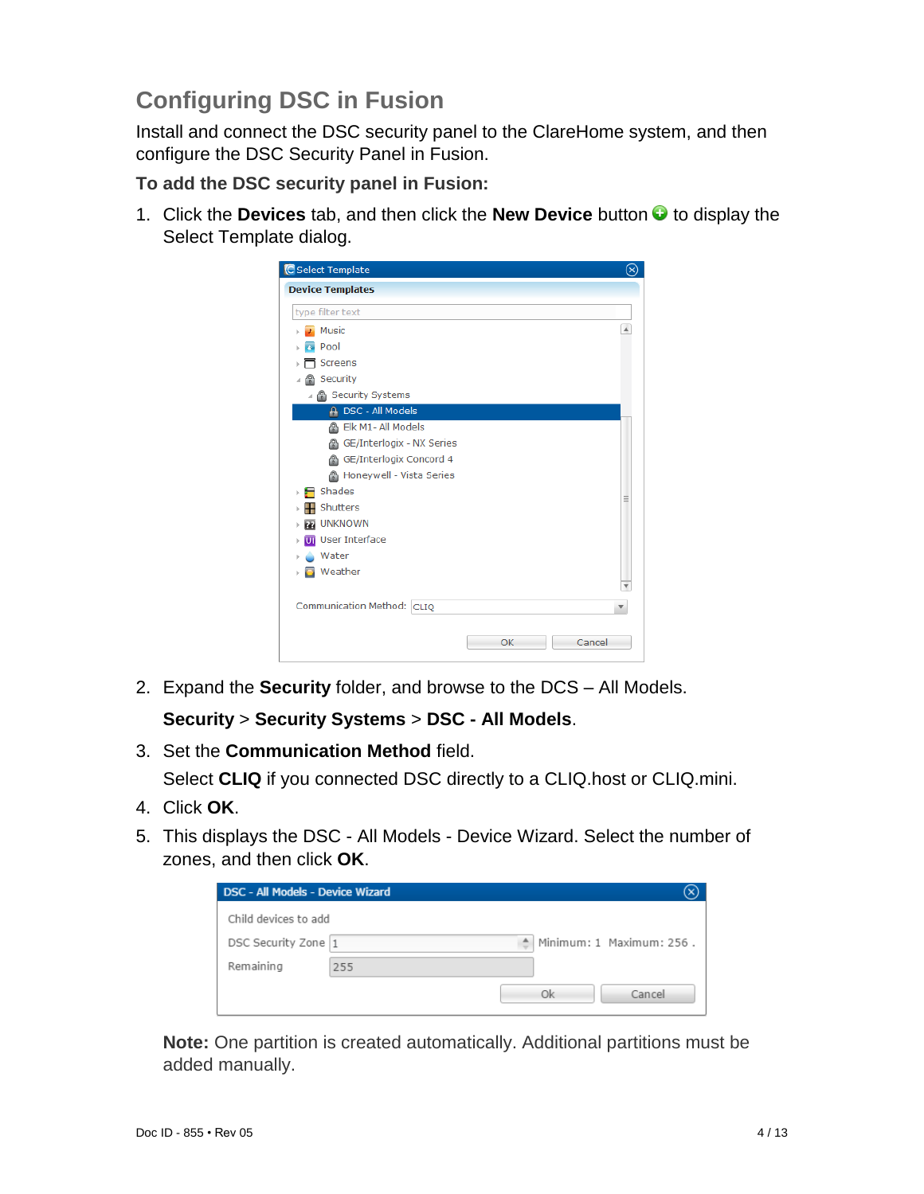## Configuring DSC in Fusion

Install and connect the DSC security panel to the ClareHome system, and then configure the DSC Security Panel in Fusion.

**To add the DSC security panel in Fusion:**

1. Click the **Devices** tab, and then click the **New Device** button to display the Select Template dialog.

2. Expand the **Security** folder, and browse to the DCS – All Models.

   **Security** > **Security Systems** > **DSC - All Models**.

3. Set the **Communication Method** field.

   Select **CLIQ** if you connected DSC directly to a CLIQ.host or CLIQ.mini.

4. Click **OK**.

5. This displays the DSC - All Models - Device Wizard. Select the number of zones, and then click **OK**.

**Note:** One partition is created automatically. Additional partitions must be added manually.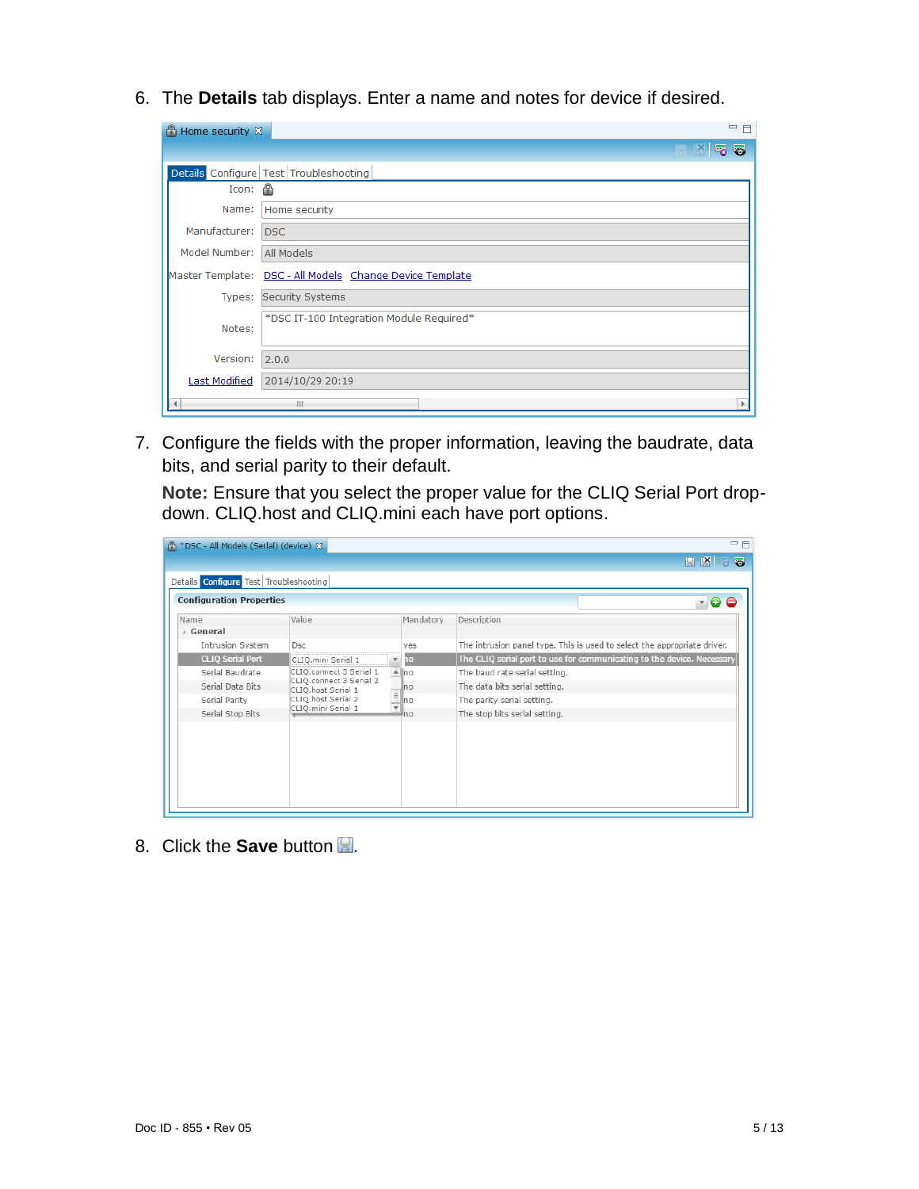6. The **Details** tab displays. Enter a name and notes for device if desired.

7. Configure the fields with the proper information, leaving the baudrate, data bits, and serial parity to their default.

   **Note:** Ensure that you select the proper value for the CLIQ Serial Port drop-down. CLIQ.host and CLIQ.mini each have port options.

8. Click the **Save** button.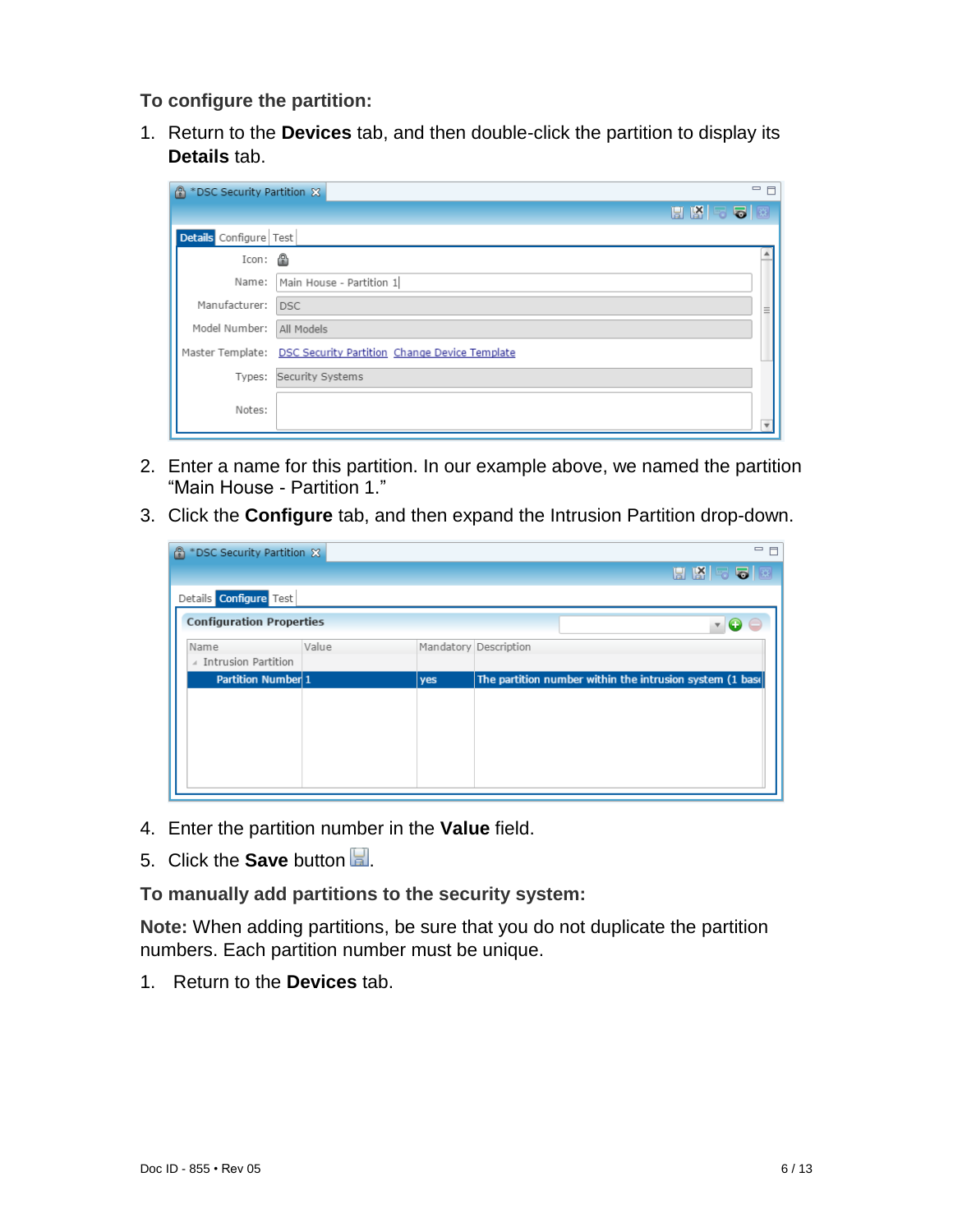**To configure the partition:**

1. Return to the **Devices** tab, and then double-click the partition to display its **Details** tab.

2. Enter a name for this partition. In our example above, we named the partition "Main House - Partition 1."
3. Click the **Configure** tab, and then expand the Intrusion Partition drop-down.

4. Enter the partition number in the **Value** field.
5. Click the **Save** button.

**To manually add partitions to the security system:**

**Note:** When adding partitions, be sure that you do not duplicate the partition numbers. Each partition number must be unique.

1. Return to the **Devices** tab.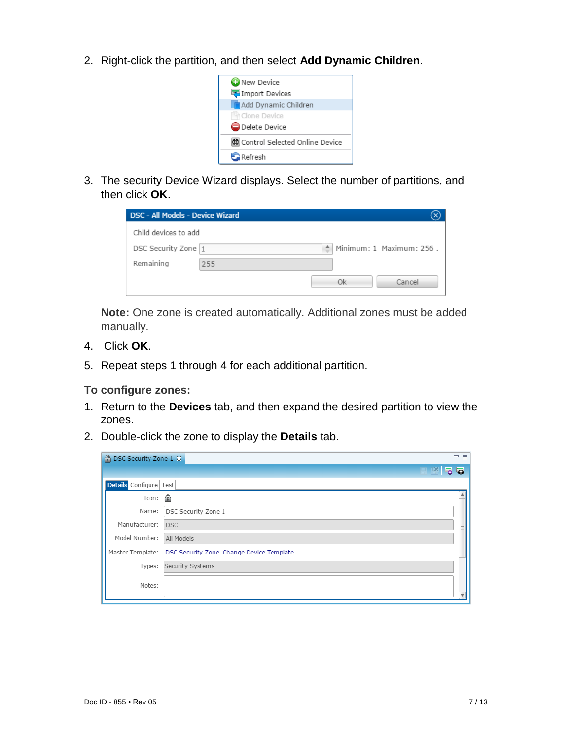2. Right-click the partition, and then select **Add Dynamic Children**.

3. The security Device Wizard displays. Select the number of partitions, and then click **OK**.

   **Note:** One zone is created automatically. Additional zones must be added manually.

4. Click **OK**.
5. Repeat steps 1 through 4 for each additional partition.

**To configure zones:**

1. Return to the **Devices** tab, and then expand the desired partition to view the zones.
2. Double-click the zone to display the **Details** tab.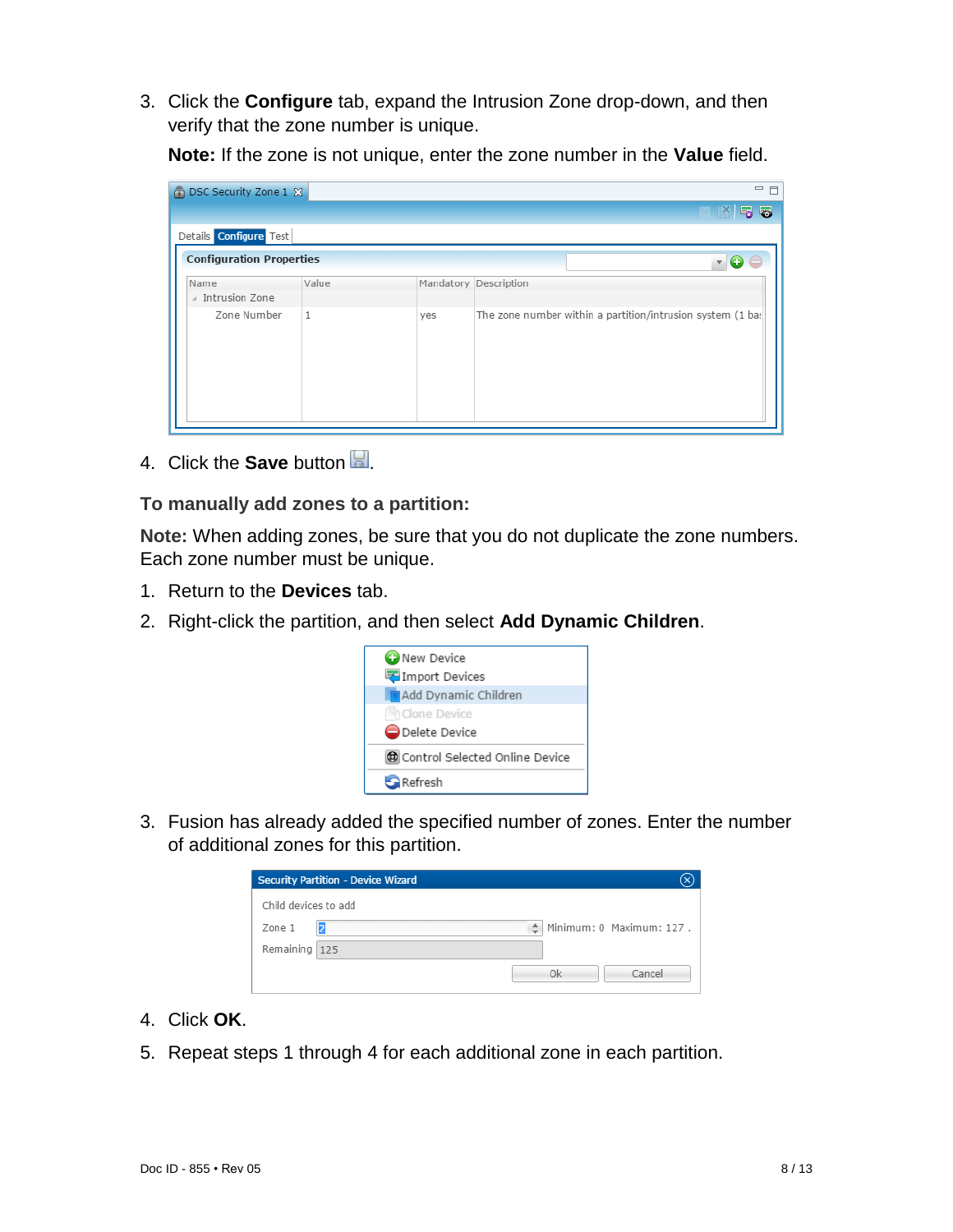3. Click the **Configure** tab, expand the Intrusion Zone drop-down, and then verify that the zone number is unique.

   **Note:** If the zone is not unique, enter the zone number in the **Value** field.

4. Click the **Save** button.

**To manually add zones to a partition:**

**Note:** When adding zones, be sure that you do not duplicate the zone numbers. Each zone number must be unique.

1. Return to the **Devices** tab.
2. Right-click the partition, and then select **Add Dynamic Children**.
3. Fusion has already added the specified number of zones. Enter the number of additional zones for this partition.
4. Click **OK**.
5. Repeat steps 1 through 4 for each additional zone in each partition.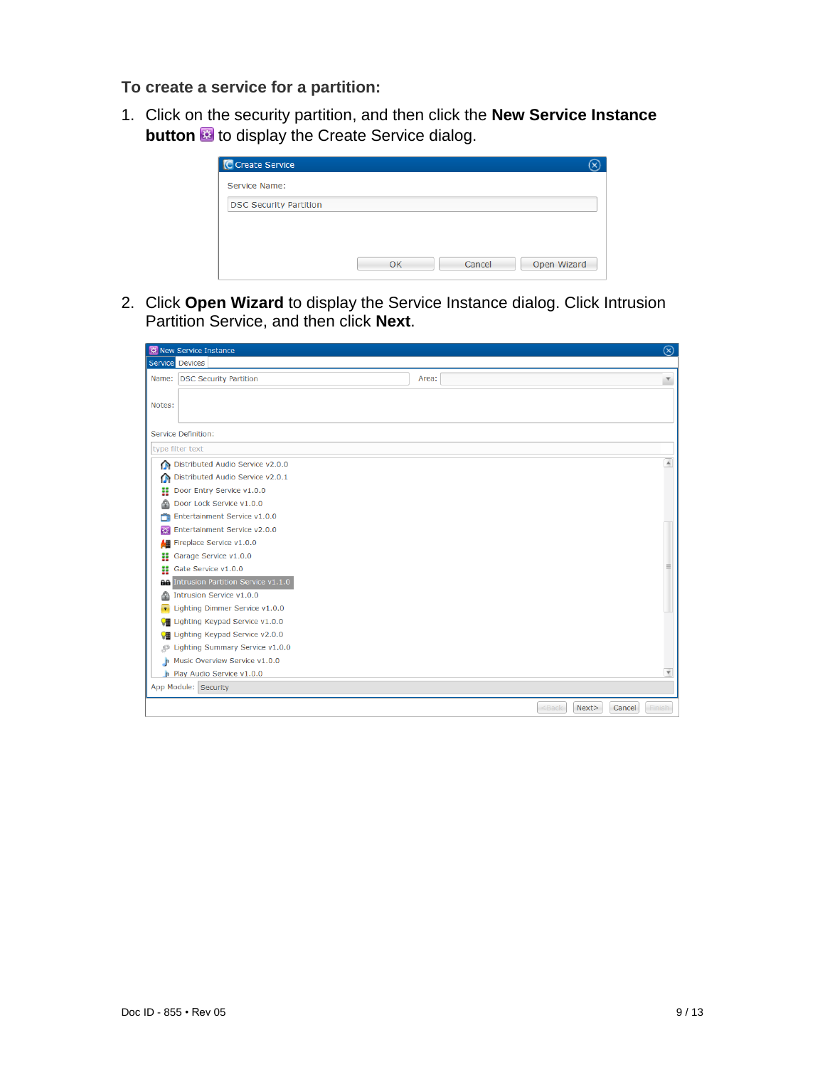**To create a service for a partition:**

1. Click on the security partition, and then click the **New Service Instance button** to display the Create Service dialog.

2. Click **Open Wizard** to display the Service Instance dialog. Click Intrusion Partition Service, and then click **Next**.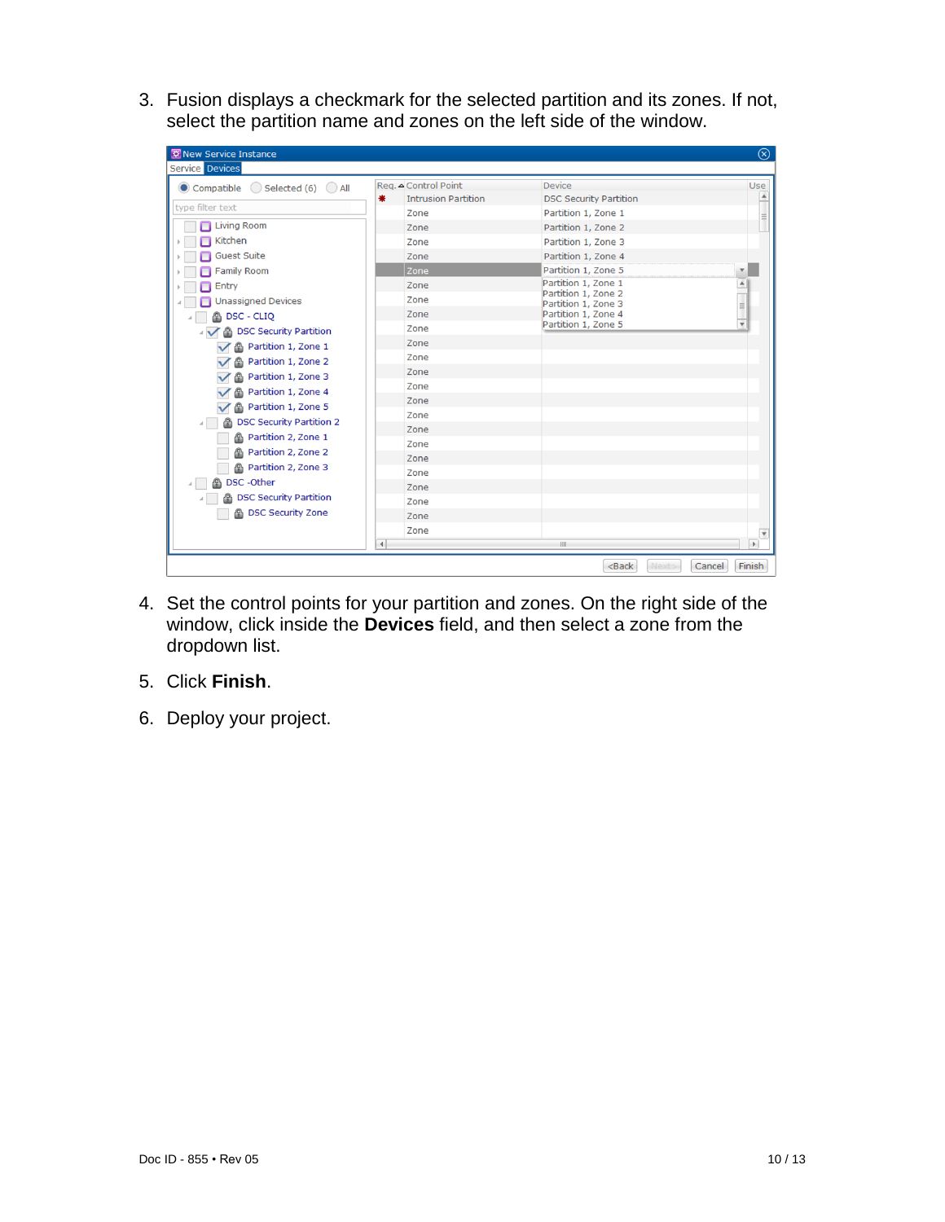3. Fusion displays a checkmark for the selected partition and its zones. If not, select the partition name and zones on the left side of the window.

4. Set the control points for your partition and zones. On the right side of the window, click inside the **Devices** field, and then select a zone from the dropdown list.

5. Click **Finish**.

6. Deploy your project.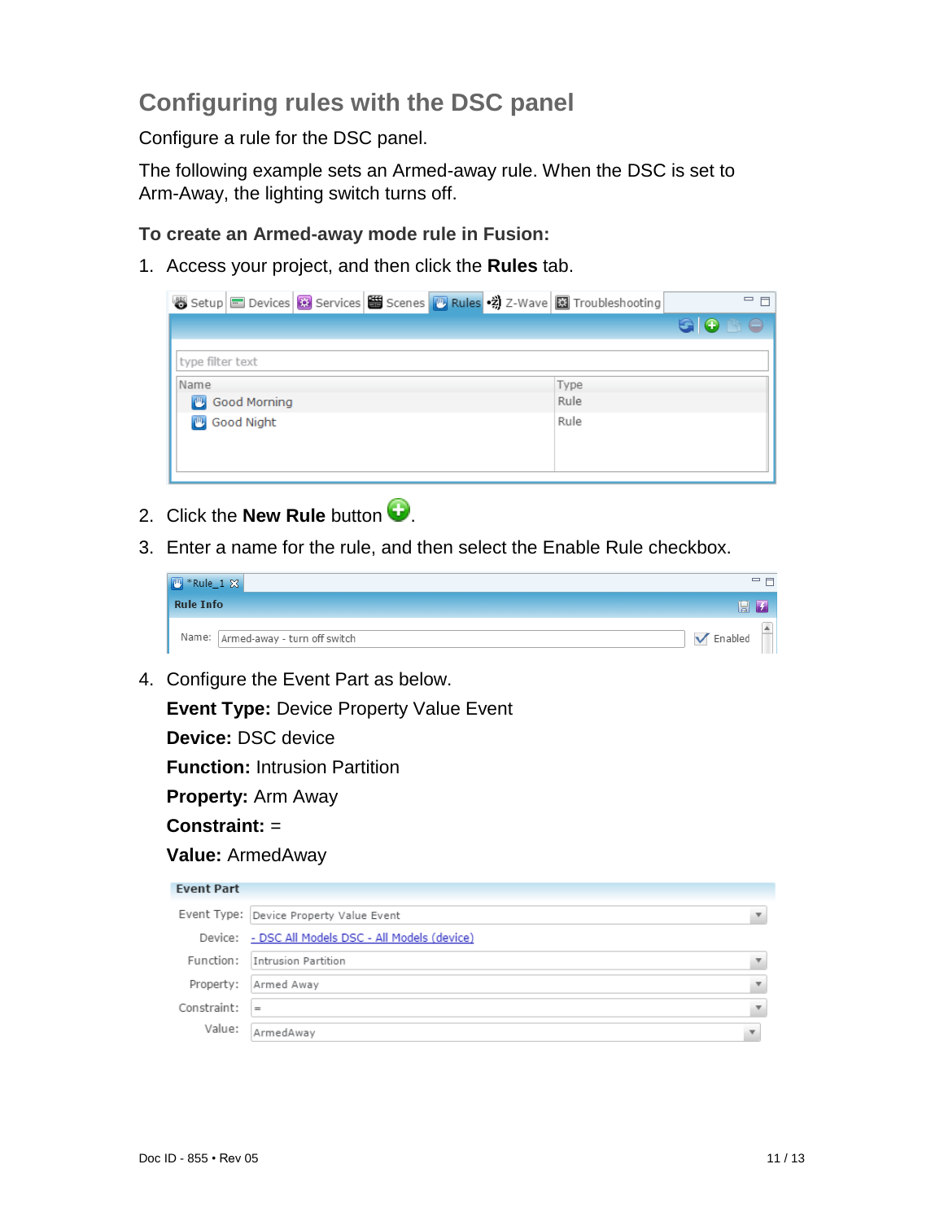## Configuring rules with the DSC panel

Configure a rule for the DSC panel.

The following example sets an Armed-away rule. When the DSC is set to Arm-Away, the lighting switch turns off.

### To create an Armed-away mode rule in Fusion:

1. Access your project, and then click the **Rules** tab.

2. Click the **New Rule** button .

3. Enter a name for the rule, and then select the Enable Rule checkbox.

4. Configure the Event Part as below.

   **Event Type:** Device Property Value Event

   **Device:** DSC device

   **Function:** Intrusion Partition

   **Property:** Arm Away

   **Constraint:** =

   **Value:** ArmedAway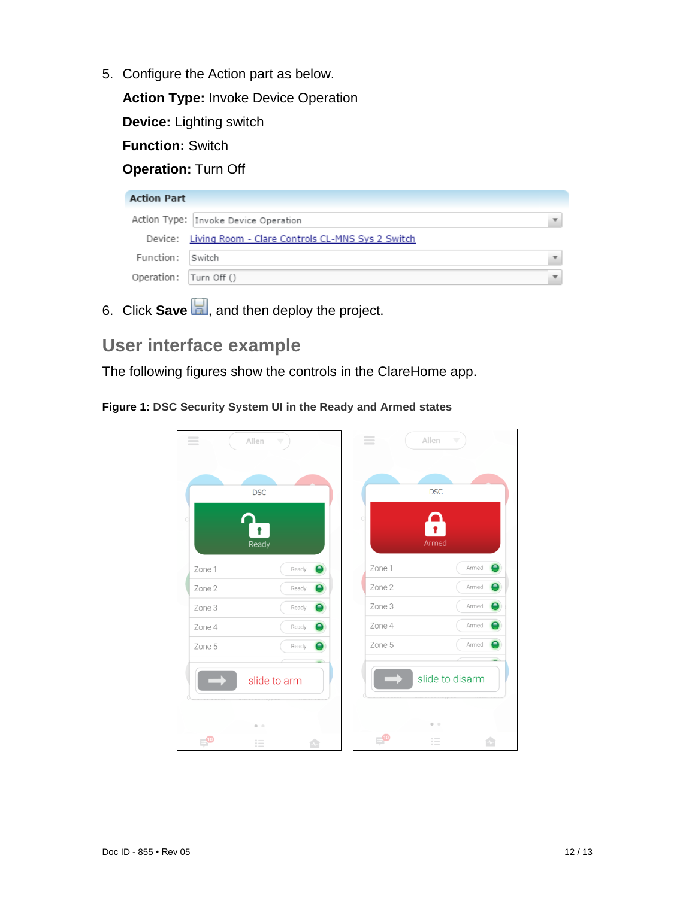5. Configure the Action part as below.

   **Action Type:** Invoke Device Operation

   **Device:** Lighting switch

   **Function:** Switch

   **Operation:** Turn Off

   **Action Part**

   | | |
   |---|---|
   | Action Type: | Invoke Device Operation |
   | Device: | Living Room - Clare Controls CL-MNS Sys 2 Switch |
   | Function: | Switch |
   | Operation: | Turn Off () |

6. Click **Save**, and then deploy the project.

## User interface example

The following figures show the controls in the ClareHome app.

**Figure 1:** **DSC Security System UI in the Ready and Armed states**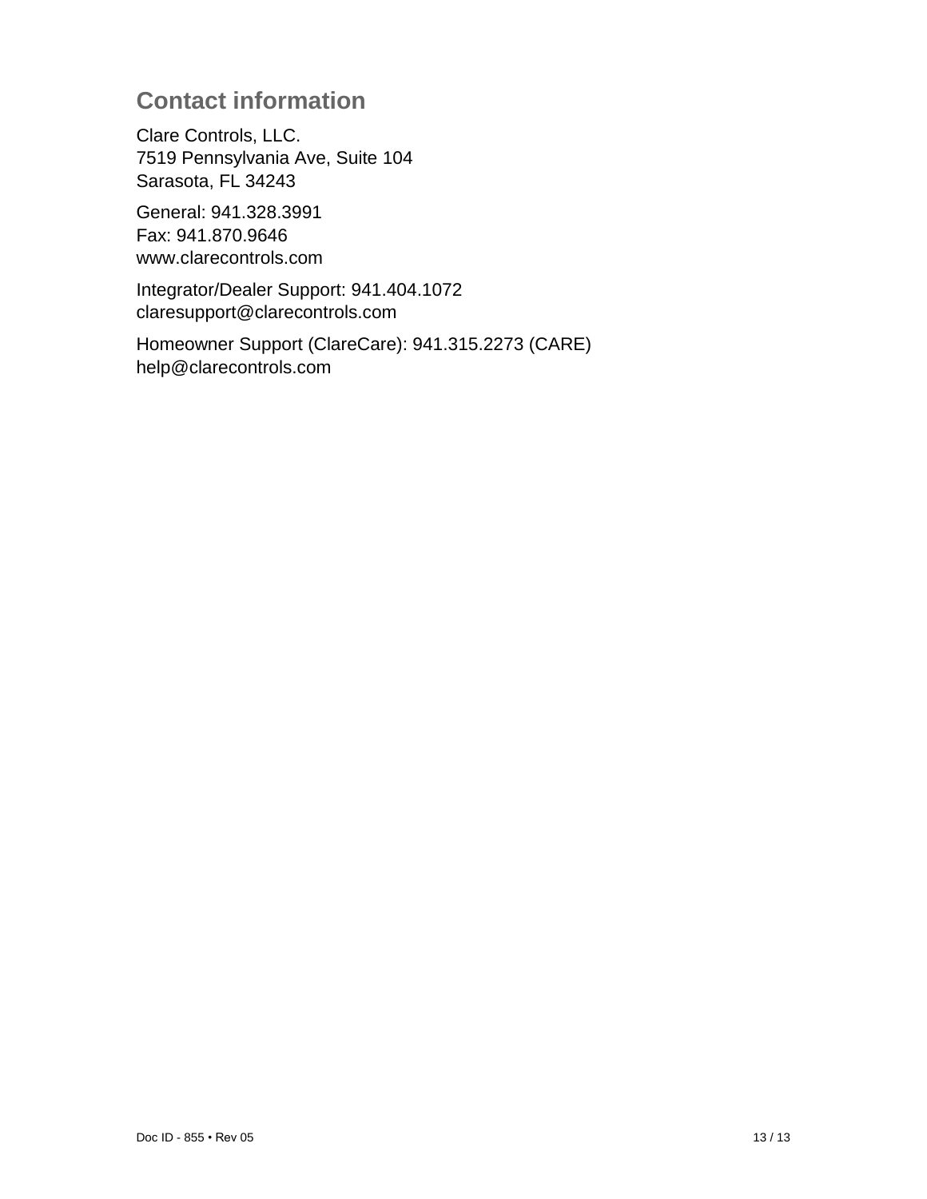## Contact information

Clare Controls, LLC.
7519 Pennsylvania Ave, Suite 104
Sarasota, FL 34243

General: 941.328.3991
Fax: 941.870.9646
www.clarecontrols.com

Integrator/Dealer Support: 941.404.1072
claresupport@clarecontrols.com

Homeowner Support (ClareCare): 941.315.2273 (CARE)
help@clarecontrols.com

Doc ID - 855 • Rev 05